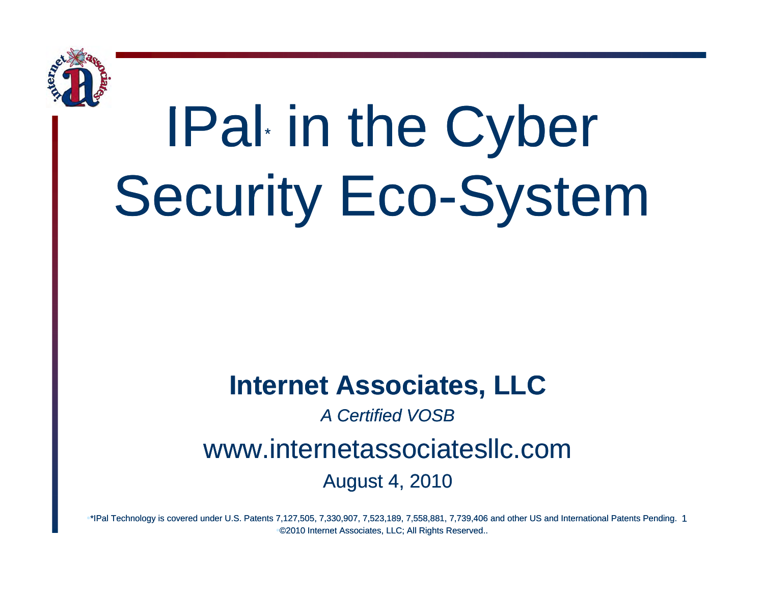# IPal* in the Cyber Security Eco-System

**Internet Associates, LLC**

*A Certified VOSB*

www.internetassociatesllc.com

August 4, 2010

*IPal Technology is covered under U.S. Patents 7,127,505, 7,330,907, 7,523,189, 7,558,881, 7,739,406 and other US and International Patents Pending.

©2010 Internet Associates, LLC; All Rights Reserved..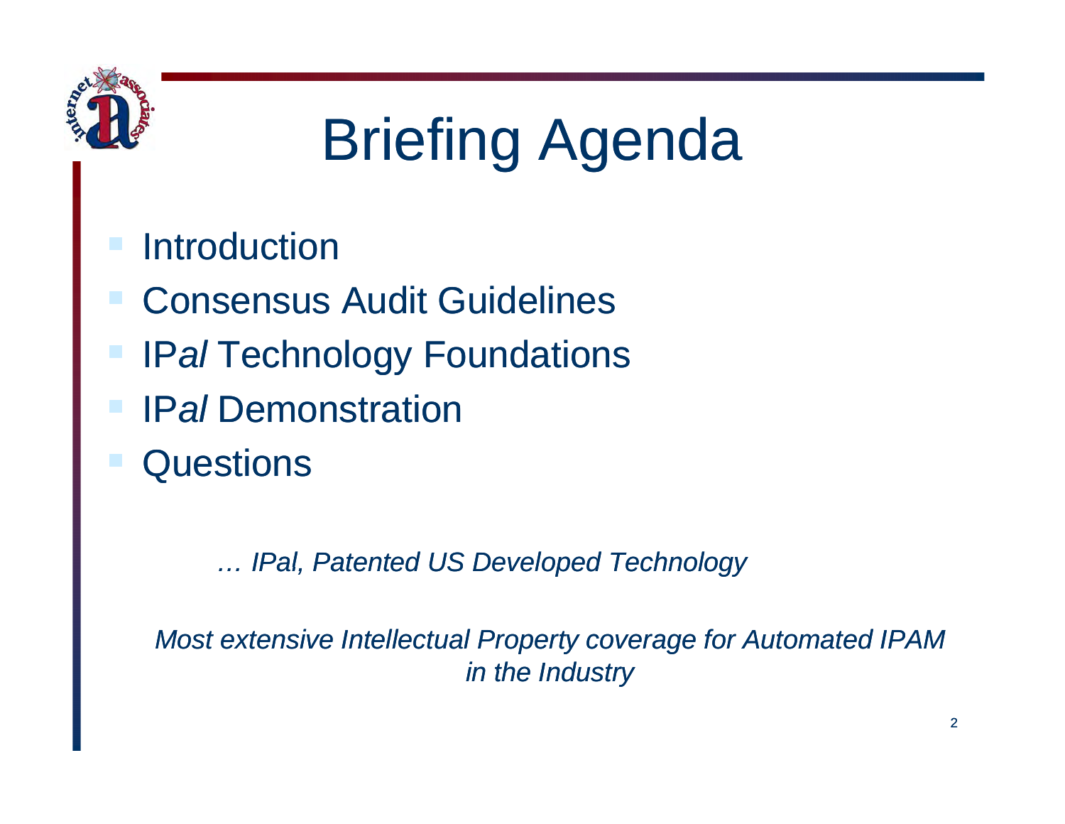# Briefing Agenda

- Introduction
- Consensus Audit Guidelines
- IP*al* Technology Foundations
- IP*al* Demonstration
- Questions

*… IPal, Patented US Developed Technology*

*Most extensive Intellectual Property coverage for Automated IPAM in the Industry*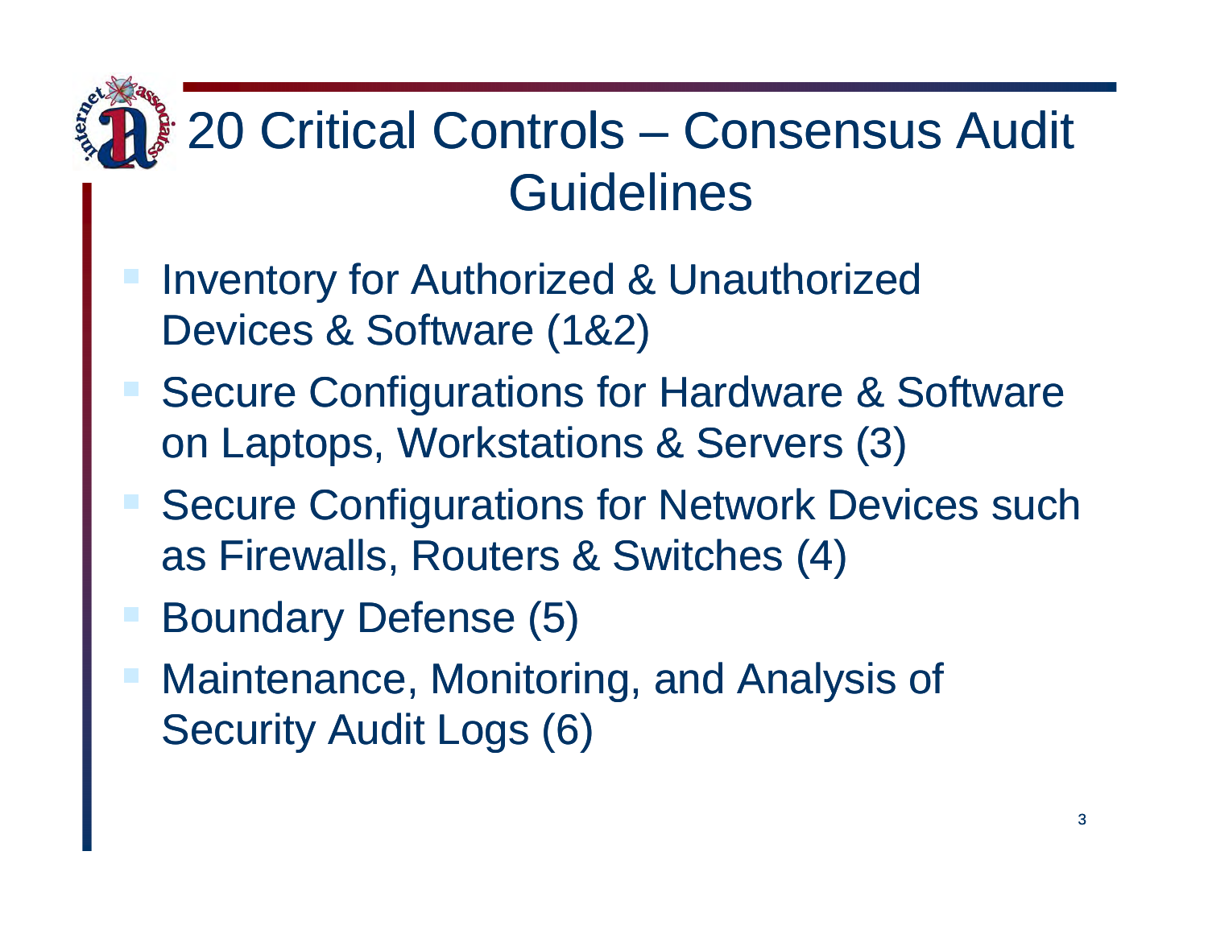# 20 Critical Controls – Consensus Audit Guidelines

- Inventory for Authorized & Unauthorized Devices & Software (1&2)
- Secure Configurations for Hardware & Software on Laptops, Workstations & Servers (3)
- Secure Configurations for Network Devices such as Firewalls, Routers & Switches (4)
- Boundary Defense (5)
- Maintenance, Monitoring, and Analysis of Security Audit Logs (6)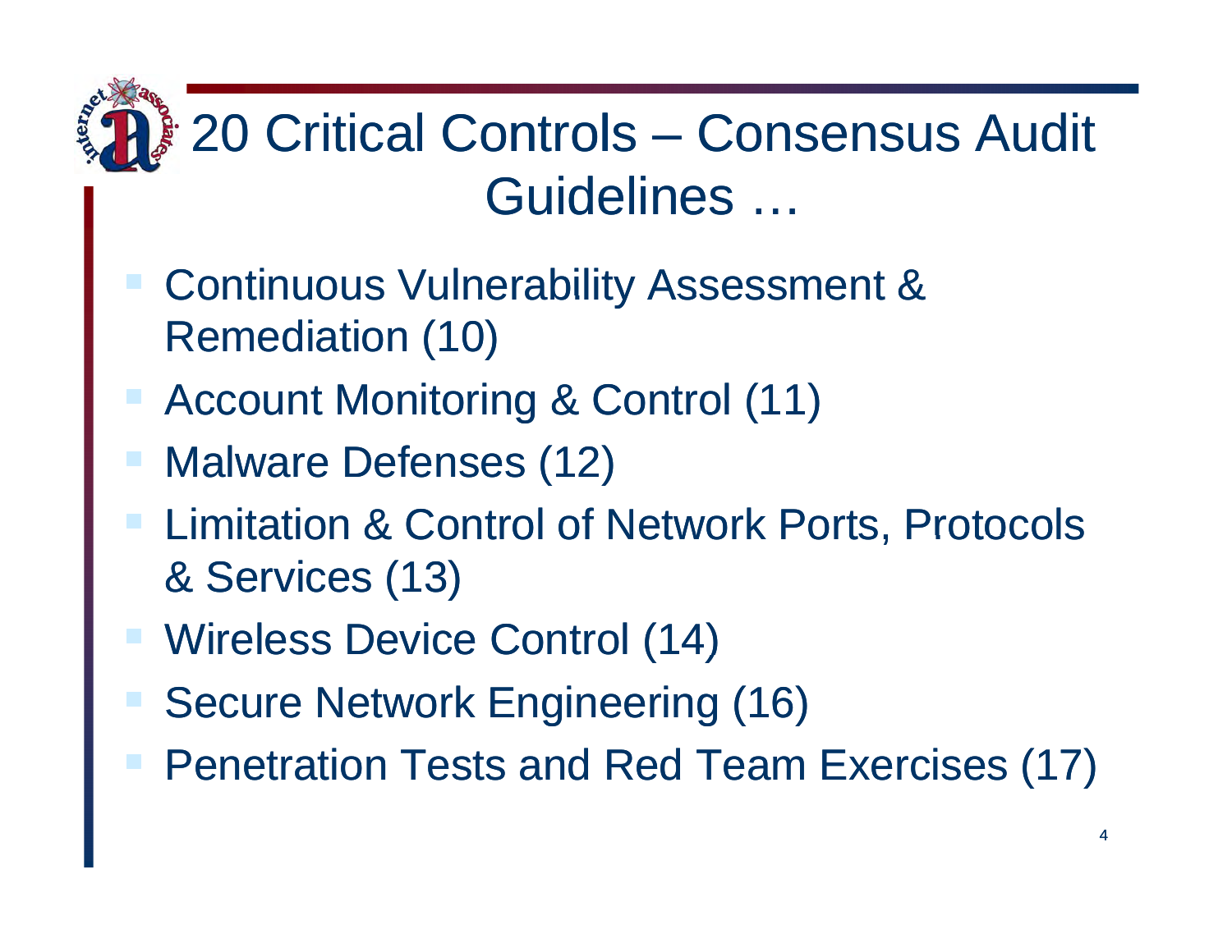# 20 Critical Controls – Consensus Audit Guidelines …

- Continuous Vulnerability Assessment & Remediation (10)
- Account Monitoring & Control (11)
- Malware Defenses (12)
- Limitation & Control of Network Ports, Protocols & Services (13)
- Wireless Device Control (14)
- Secure Network Engineering (16)
- Penetration Tests and Red Team Exercises (17)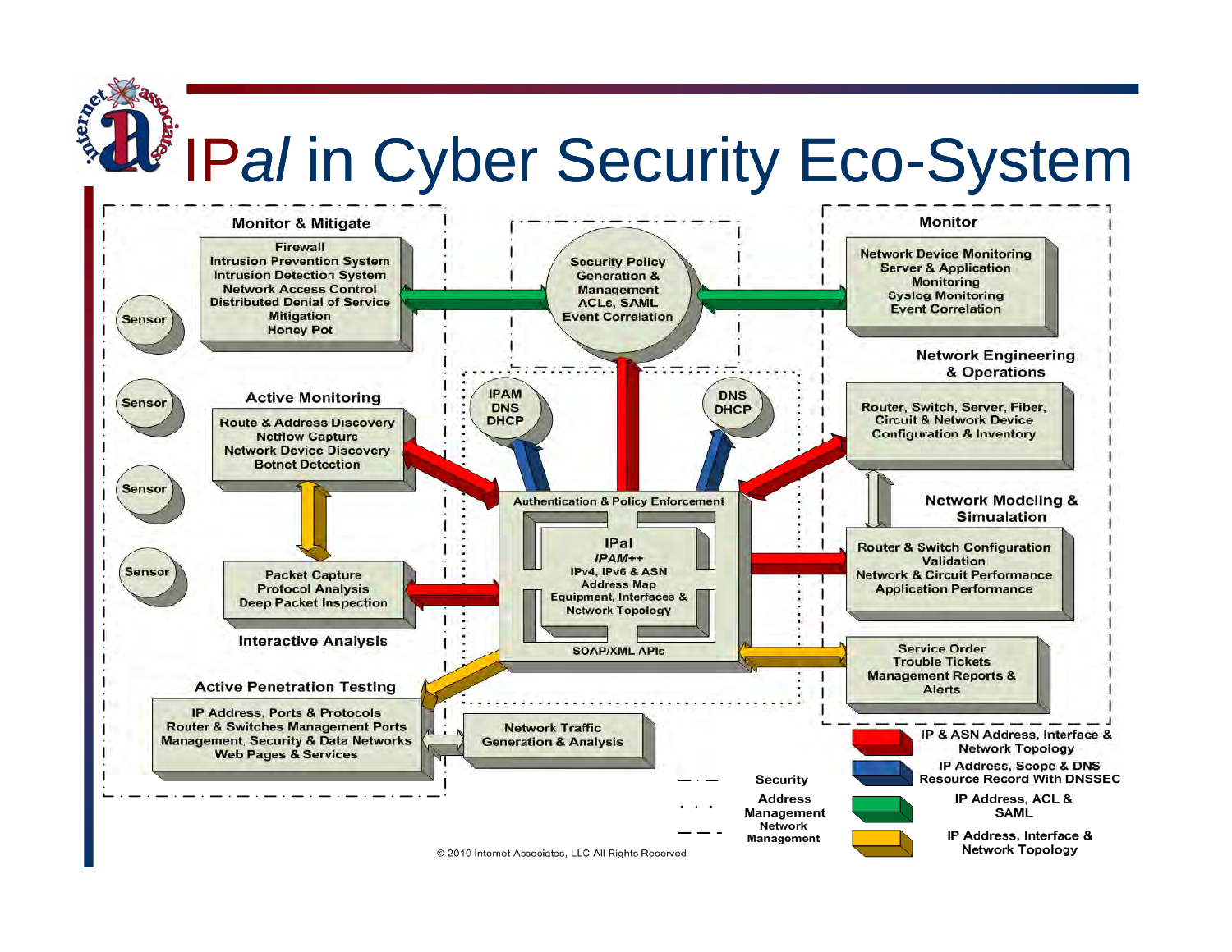# IPal in Cyber Security Eco-System

## Monitor & Mitigate

- Sensor
- Sensor
- Sensor
- Sensor

**Firewall**
Intrusion Prevention System
Intrusion Detection System
Network Access Control
Distributed Denial of Service Mitigation
Honey Pot

**Active Monitoring**

Route & Address Discovery
Netflow Capture
Network Device Discovery
Botnet Detection

Packet Capture
Protocol Analysis
Deep Packet Inspection

**Interactive Analysis**

**Active Penetration Testing**

IP Address, Ports & Protocols
Router & Switches Management Ports
Management, Security & Data Networks
Web Pages & Services

Network Traffic Generation & Analysis

## Security Policy

Security Policy Generation & Management
ACLs, SAML
Event Correlation

## IPal

IPAM
DNS
DHCP

DNS
DHCP

Authentication & Policy Enforcement

IPal
*IPAM++*
IPv4, IPv6 & ASN
Address Map
Equipment, Interfaces & Network Topology

SOAP/XML APIs

## Monitor

Network Device Monitoring
Server & Application Monitoring
Syslog Monitoring
Event Correlation

**Network Engineering & Operations**

Router, Switch, Server, Fiber, Circuit & Network Device Configuration & Inventory

**Network Modeling & Simulation**

Router & Switch Configuration Validation
Network & Circuit Performance
Application Performance

Service Order
Trouble Tickets
Management Reports & Alerts

## Legend

- — · — Security
- · · · Address Management
- — — Network Management
- Red: IP & ASN Address, Interface & Network Topology
- Blue: IP Address, Scope & DNS Resource Record With DNSSEC
- Green: IP Address, ACL & SAML
- Yellow: IP Address, Interface & Network Topology

© 2010 Internet Associates, LLC All Rights Reserved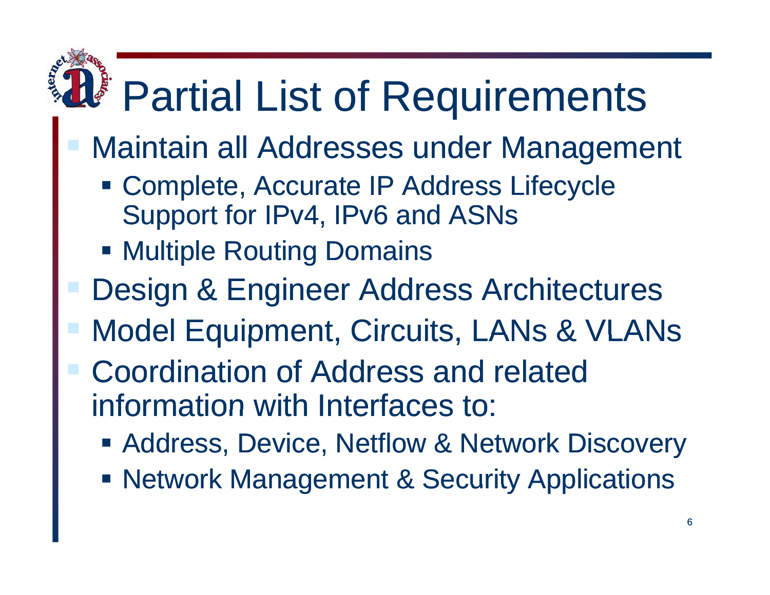# Partial List of Requirements

- Maintain all Addresses under Management
  - Complete, Accurate IP Address Lifecycle Support for IPv4, IPv6 and ASNs
  - Multiple Routing Domains
- Design & Engineer Address Architectures
- Model Equipment, Circuits, LANs & VLANs
- Coordination of Address and related information with Interfaces to:
  - Address, Device, Netflow & Network Discovery
  - Network Management & Security Applications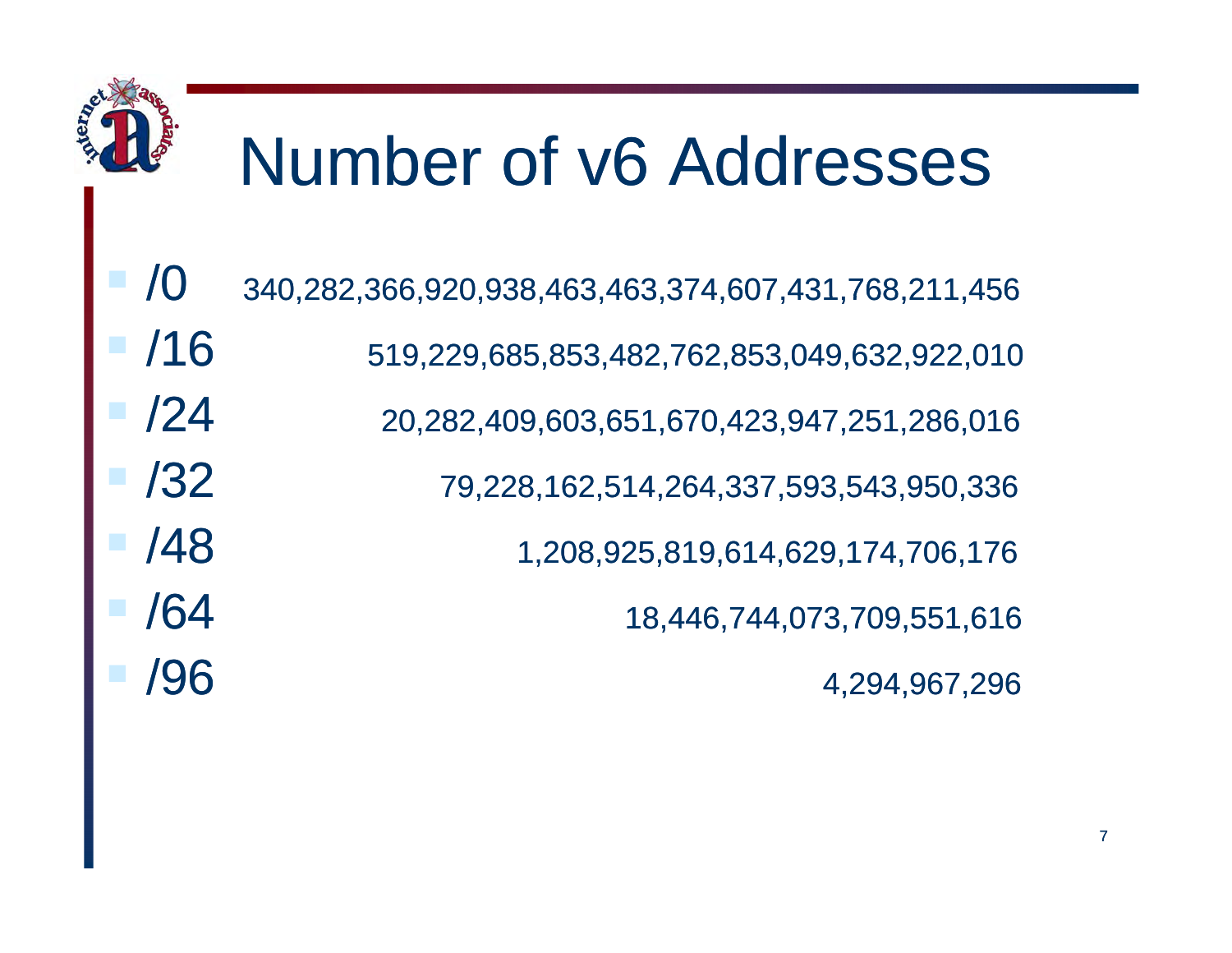# Number of v6 Addresses

- /0 340,282,366,920,938,463,463,374,607,431,768,211,456
- /16 519,229,685,853,482,762,853,049,632,922,010
- /24 20,282,409,603,651,670,423,947,251,286,016
- /32 79,228,162,514,264,337,593,543,950,336
- /48 1,208,925,819,614,629,174,706,176
- /64 18,446,744,073,709,551,616
- /96 4,294,967,296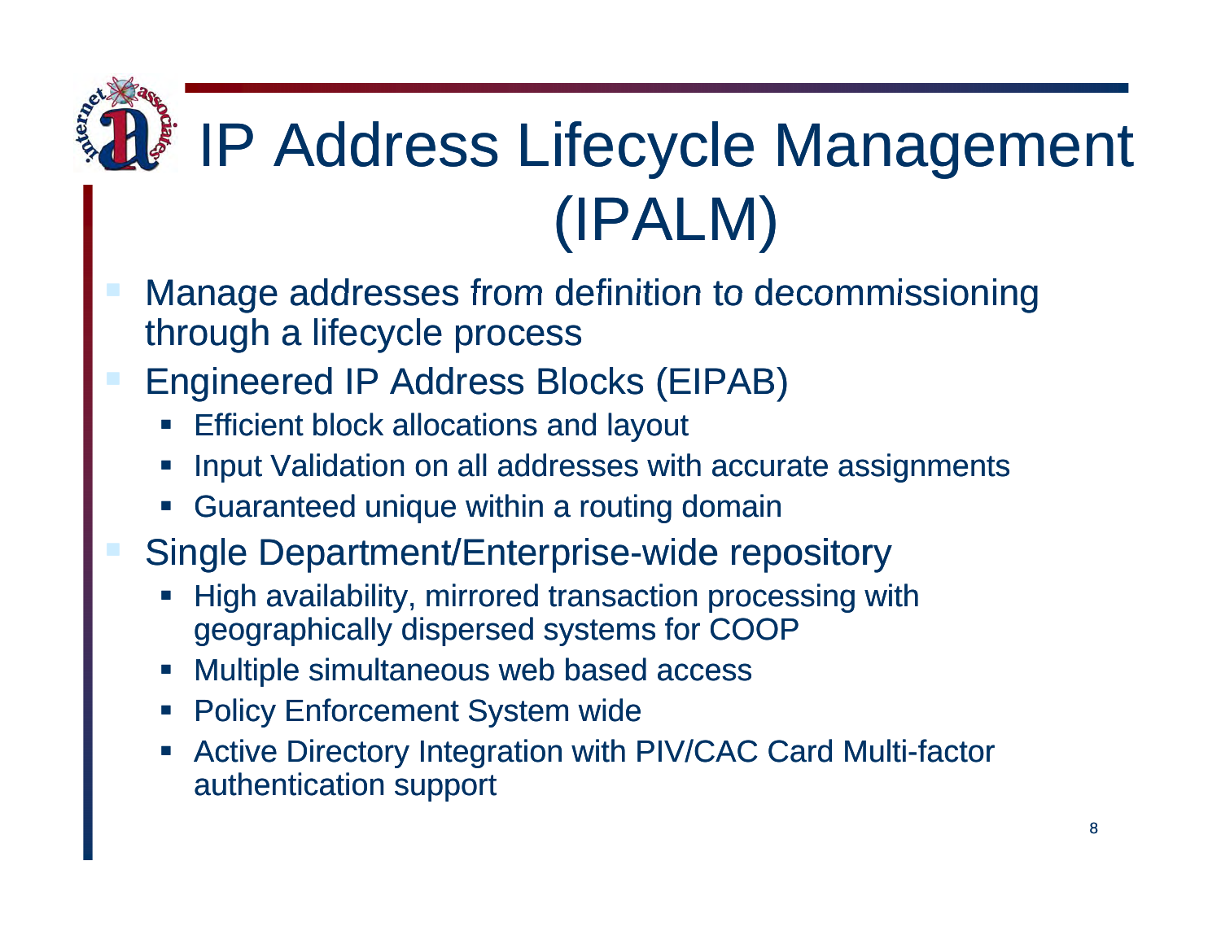# IP Address Lifecycle Management (IPALM)

- Manage addresses from definition to decommissioning through a lifecycle process
- Engineered IP Address Blocks (EIPAB)
  - Efficient block allocations and layout
  - Input Validation on all addresses with accurate assignments
  - Guaranteed unique within a routing domain
- Single Department/Enterprise-wide repository
  - High availability, mirrored transaction processing with geographically dispersed systems for COOP
  - Multiple simultaneous web based access
  - Policy Enforcement System wide
  - Active Directory Integration with PIV/CAC Card Multi-factor authentication support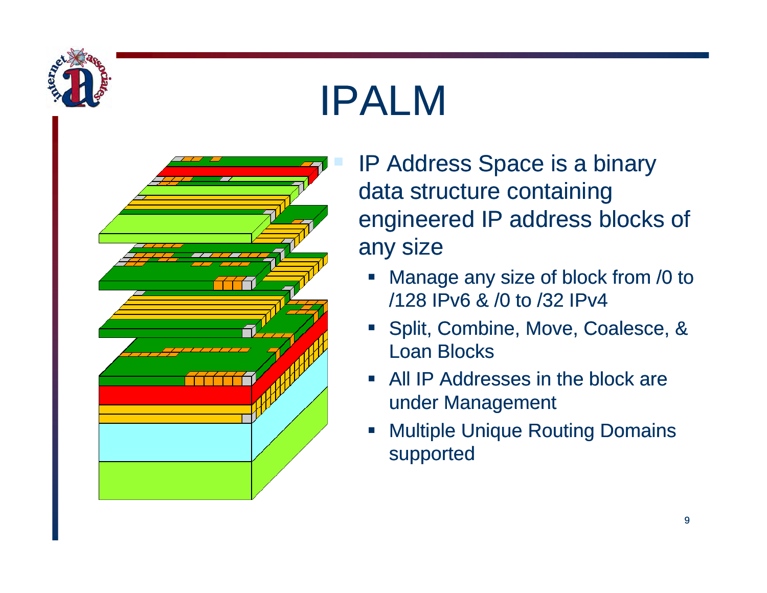# IPALM

- IP Address Space is a binary data structure containing engineered IP address blocks of any size
  - Manage any size of block from /0 to /128 IPv6 & /0 to /32 IPv4
  - Split, Combine, Move, Coalesce, & Loan Blocks
  - All IP Addresses in the block are under Management
  - Multiple Unique Routing Domains supported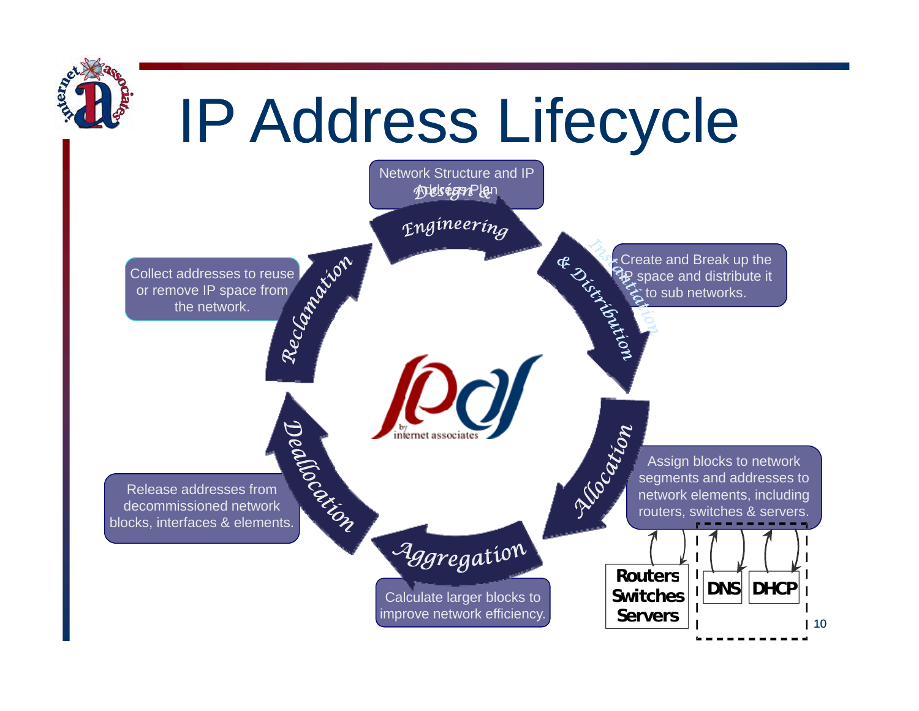# IP Address Lifecycle

**Design & Engineering** — Network Structure and IP Address Plan

**Instantiation & Distribution** — Create and Break up the IP space and distribute it to sub networks.

**Allocation** — Assign blocks to network segments and addresses to network elements, including routers, switches & servers.

- Routers
- Switches
- Servers
- DNS
- DHCP

**Aggregation** — Calculate larger blocks to improve network efficiency.

**Deallocation** — Release addresses from decommissioned network blocks, interfaces & elements.

**Reclamation** — Collect addresses to reuse or remove IP space from the network.

IPAM by internet associates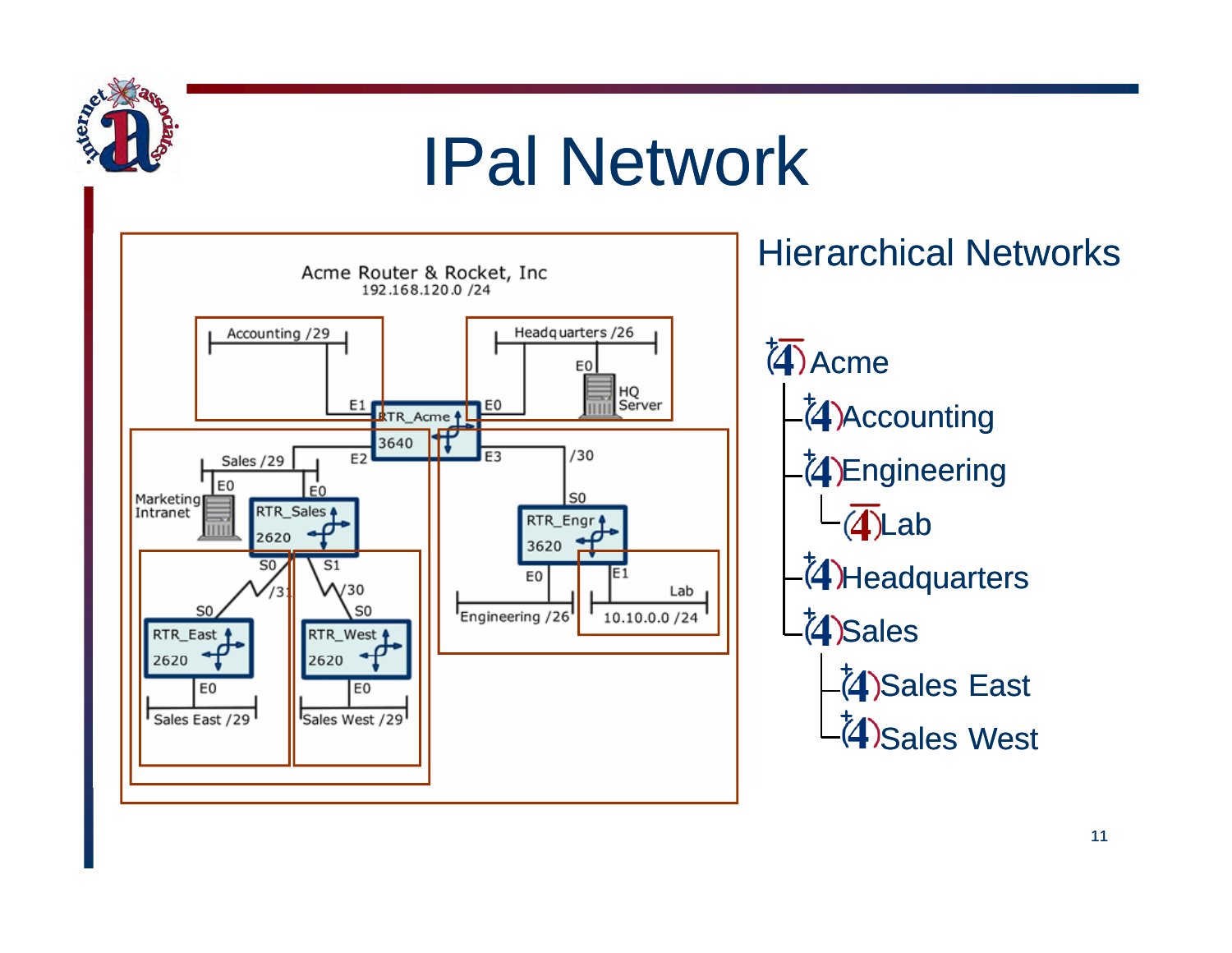# IPal Network

Acme Router & Rocket, Inc
192.168.120.0 /24

Accounting /29 — E1 — RTR_Acme 3640 — E0 — Headquarters /26 (E0, HQ Server)

E2 — Sales /29 — E0 RTR_Sales 2620 (Marketing Intranet E0)

RTR_Sales S0 — /31 — S0 RTR_East 2620 — E0 — Sales East /29

RTR_Sales S1 — /30 — S0 RTR_West 2620 — E0 — Sales West /29

E3 — /30 — S0 RTR_Engr 3620 — E0 — Engineering /26; E1 — Lab 10.10.0.0 /24

## Hierarchical Networks

- Acme
  - Accounting
  - Engineering
    - Lab
  - Headquarters
  - Sales
    - Sales East
    - Sales West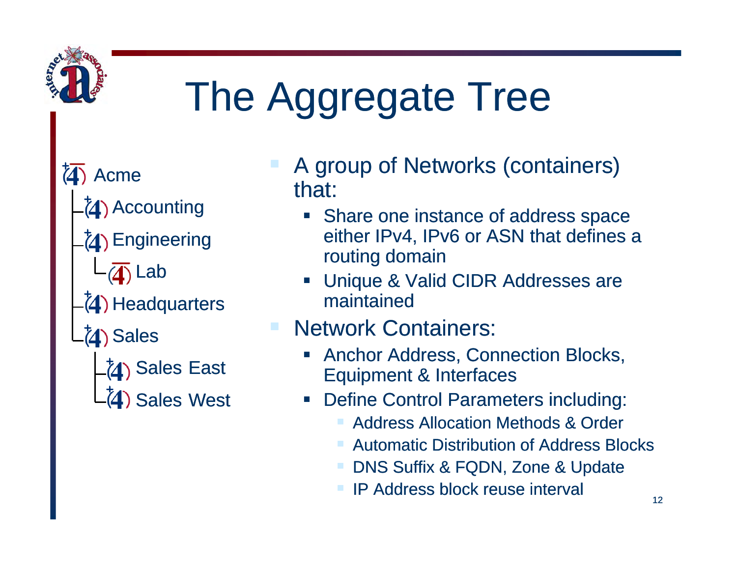# The Aggregate Tree

- Acme
  - Accounting
  - Engineering
    - Lab
  - Headquarters
  - Sales
    - Sales East
    - Sales West

- A group of Networks (containers) that:
  - Share one instance of address space either IPv4, IPv6 or ASN that defines a routing domain
  - Unique & Valid CIDR Addresses are maintained
- Network Containers:
  - Anchor Address, Connection Blocks, Equipment & Interfaces
  - Define Control Parameters including:
    - Address Allocation Methods & Order
    - Automatic Distribution of Address Blocks
    - DNS Suffix & FQDN, Zone & Update
    - IP Address block reuse interval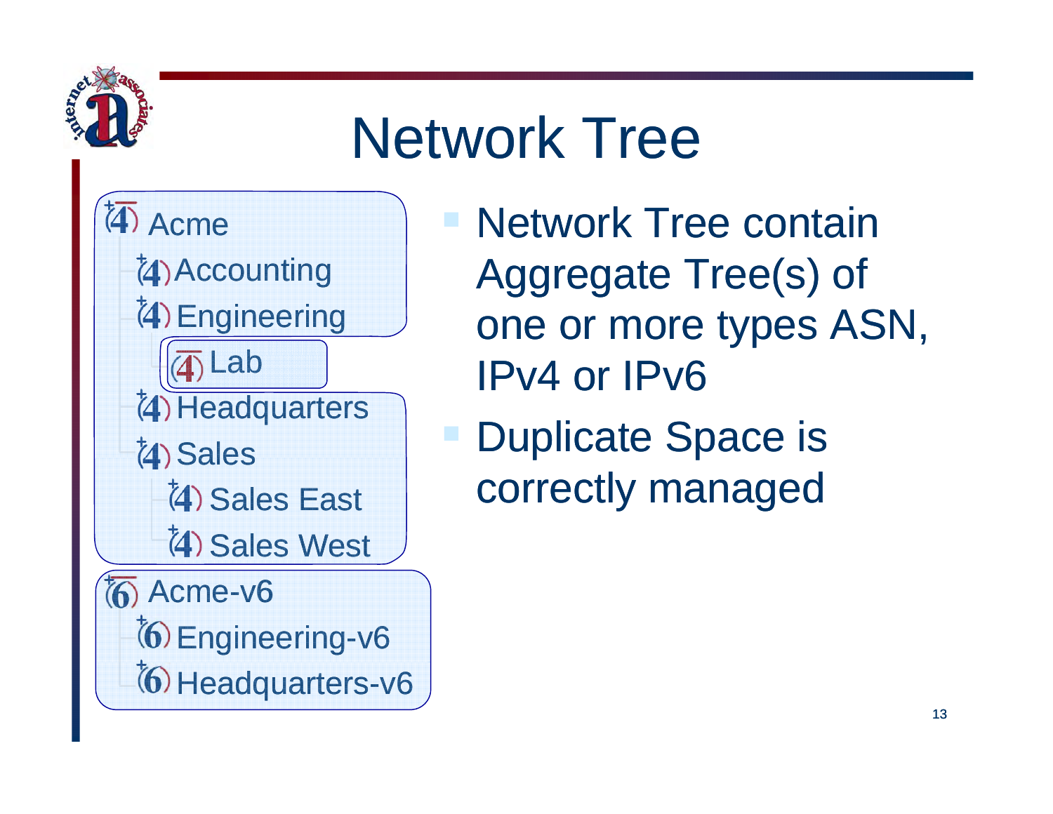# Network Tree

- Acme
  - Accounting
  - Engineering
    - Lab
  - Headquarters
  - Sales
    - Sales East
    - Sales West
- Acme-v6
  - Engineering-v6
  - Headquarters-v6

- Network Tree contain Aggregate Tree(s) of one or more types ASN, IPv4 or IPv6
- Duplicate Space is correctly managed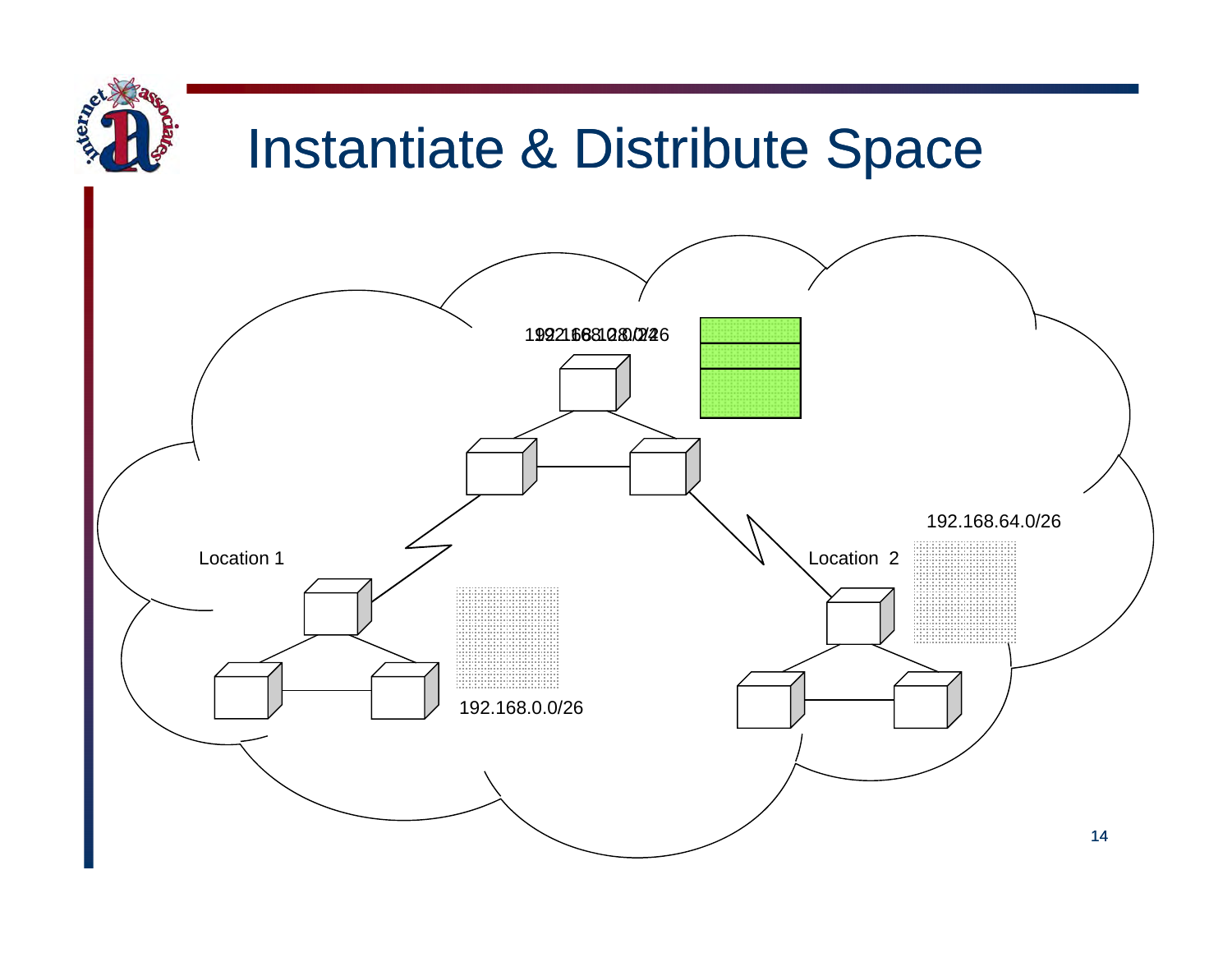# Instantiate & Distribute Space

192.168.128.0/24 / 192.168.128.0/26

Location 1

192.168.0.0/26

Location 2

192.168.64.0/26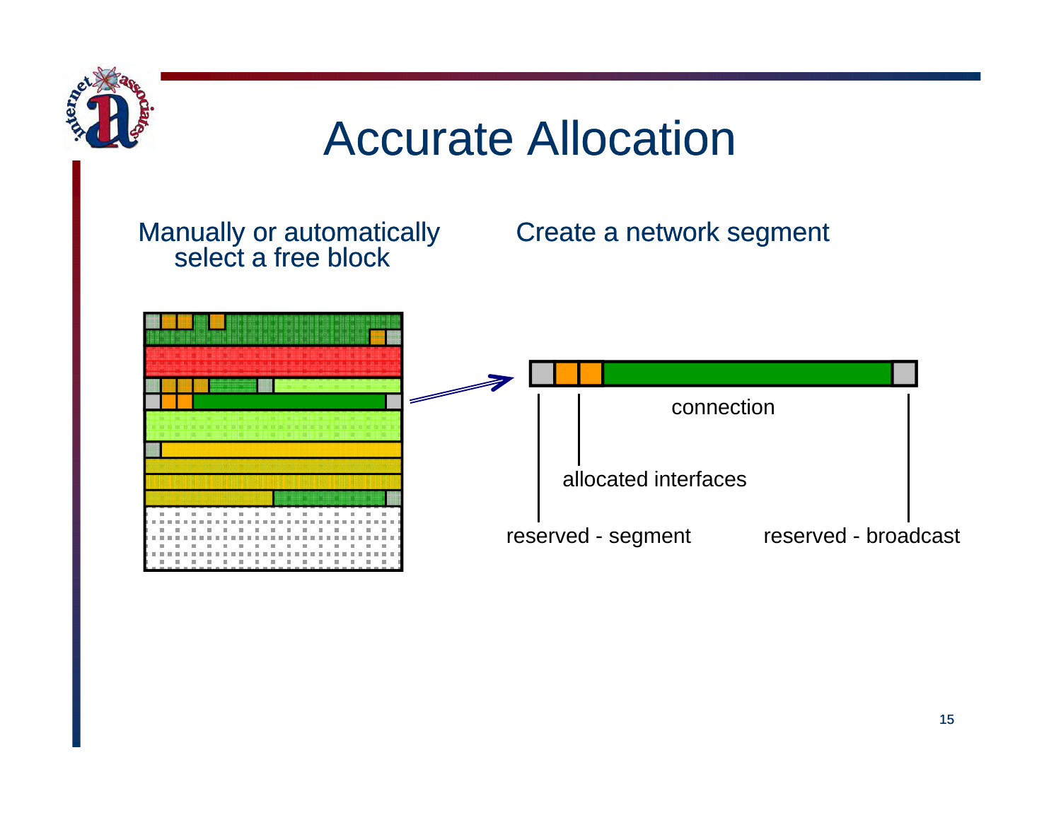# Accurate Allocation

Manually or automatically select a free block

Create a network segment

connection

allocated interfaces

reserved - segment

reserved - broadcast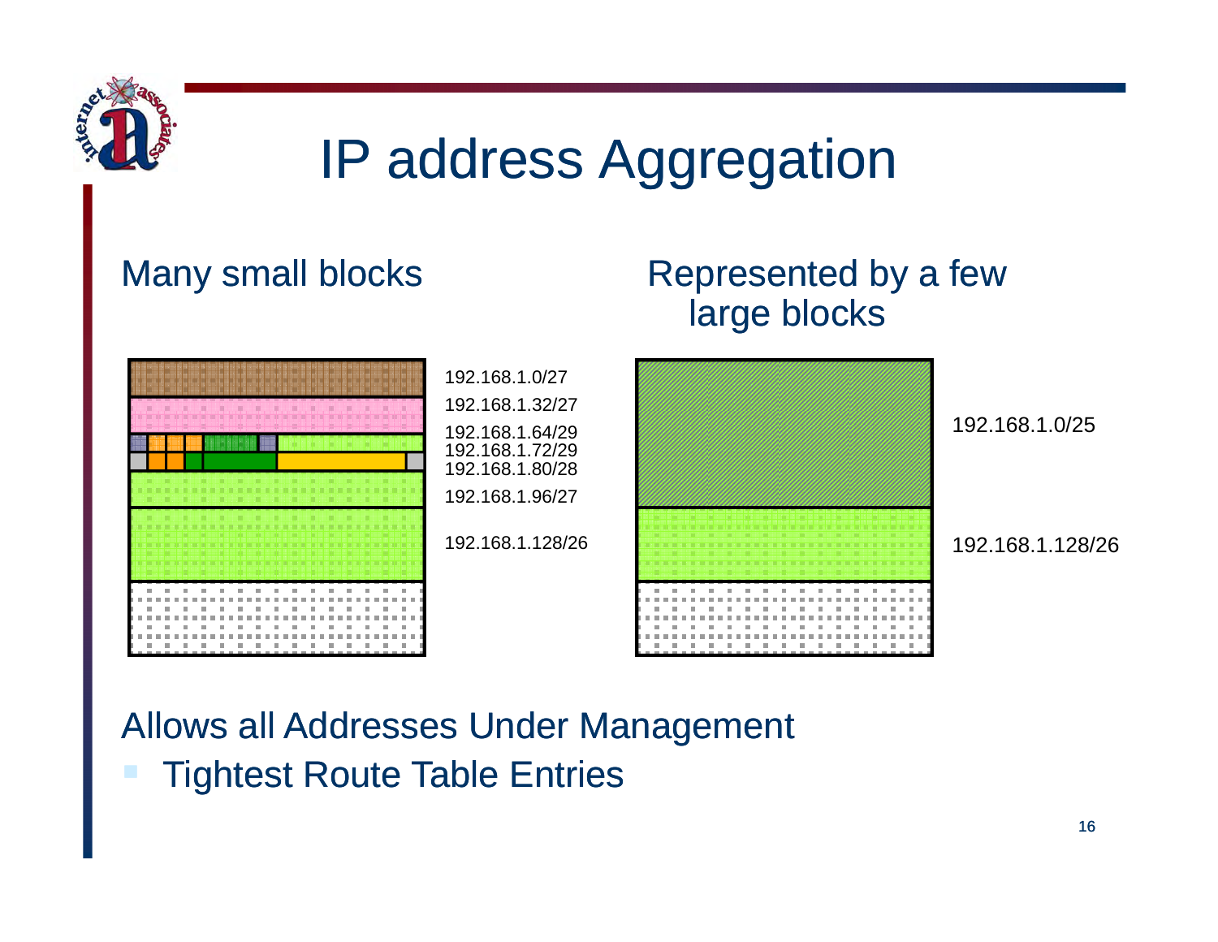# IP address Aggregation

Many small blocks

192.168.1.0/27
192.168.1.32/27
192.168.1.64/29
192.168.1.72/29
192.168.1.80/28
192.168.1.96/27
192.168.1.128/26

Represented by a few large blocks

192.168.1.0/25
192.168.1.128/26

Allows all Addresses Under Management

- Tightest Route Table Entries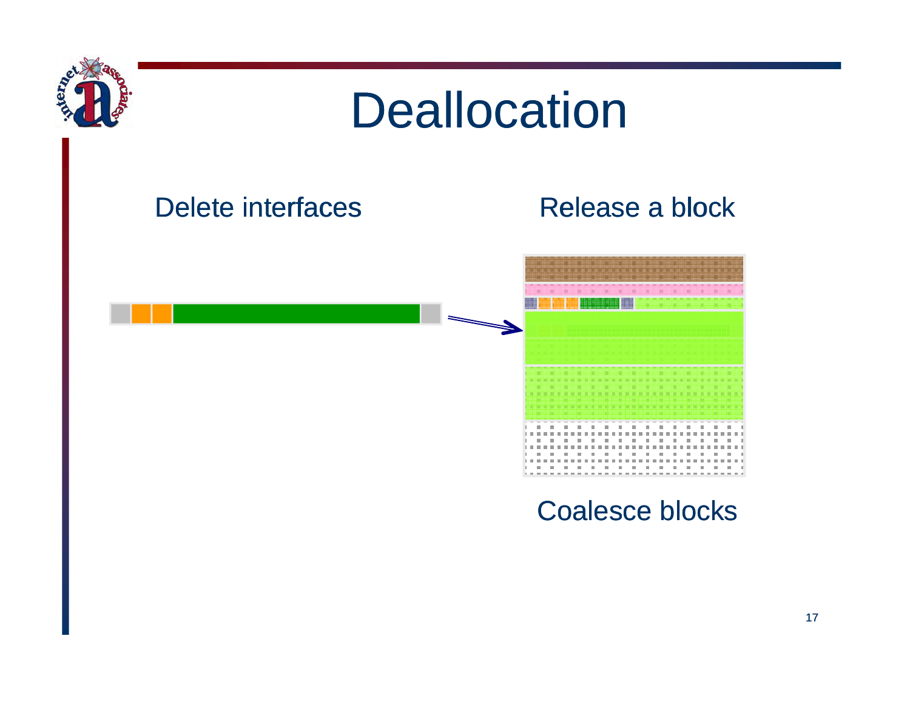# Deallocation

Delete interfaces

Release a block

Coalesce blocks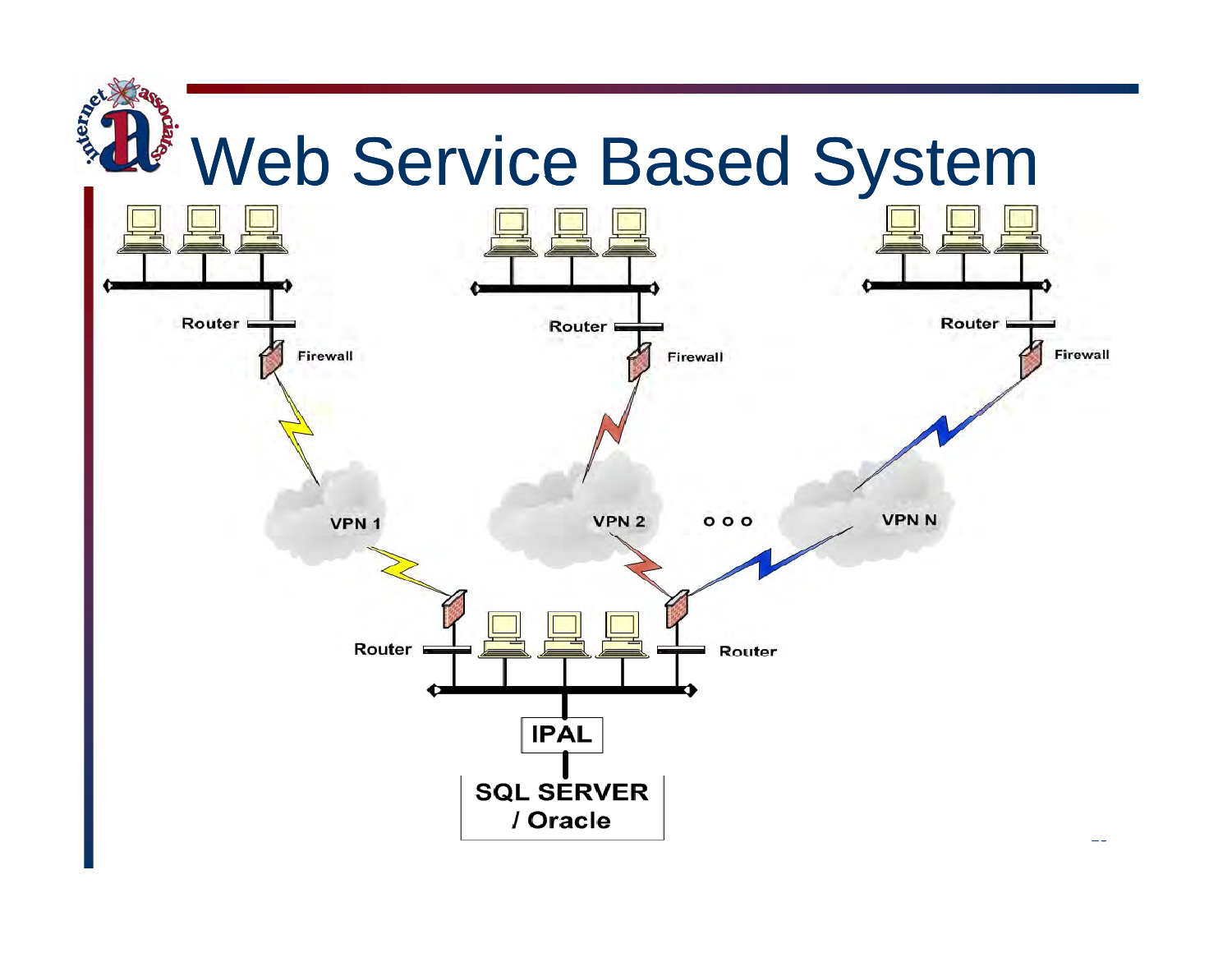# Web Service Based System

Router

Firewall

Router

Firewall

Router

Firewall

VPN 1

VPN 2

o o o

VPN N

Router

Router

IPAL

SQL SERVER / Oracle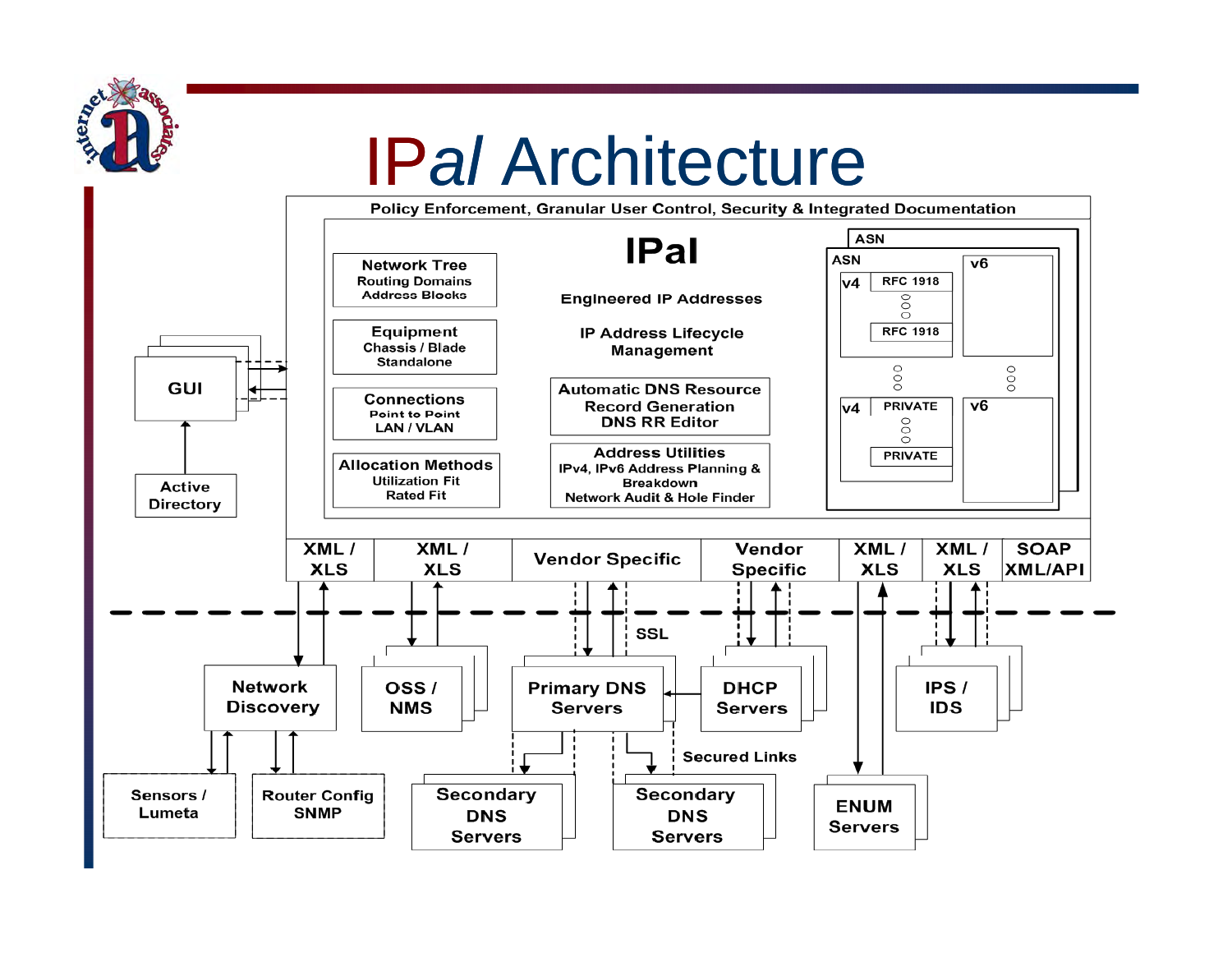# IPal Architecture

Policy Enforcement, Granular User Control, Security & Integrated Documentation

**IPal**

Network Tree
Routing Domains
Address Blocks

Equipment
Chassis / Blade
Standalone

Connections
Point to Point
LAN / VLAN

Allocation Methods
Utilization Fit
Rated Fit

Engineered IP Addresses

IP Address Lifecycle Management

Automatic DNS Resource Record Generation
DNS RR Editor

Address Utilities
IPv4, IPv6 Address Planning & Breakdown
Network Audit & Hole Finder

ASN
ASN
v4 RFC 1918 … RFC 1918
v6
v4 PRIVATE … PRIVATE
v6

GUI

Active Directory

XML / XLS | XML / XLS | Vendor Specific | Vendor Specific | XML / XLS | XML / XLS | SOAP XML/API

SSL

Network Discovery

OSS / NMS

Primary DNS Servers

DHCP Servers

IPS / IDS

Sensors / Lumeta

Router Config SNMP

Secondary DNS Servers

Secured Links

Secondary DNS Servers

ENUM Servers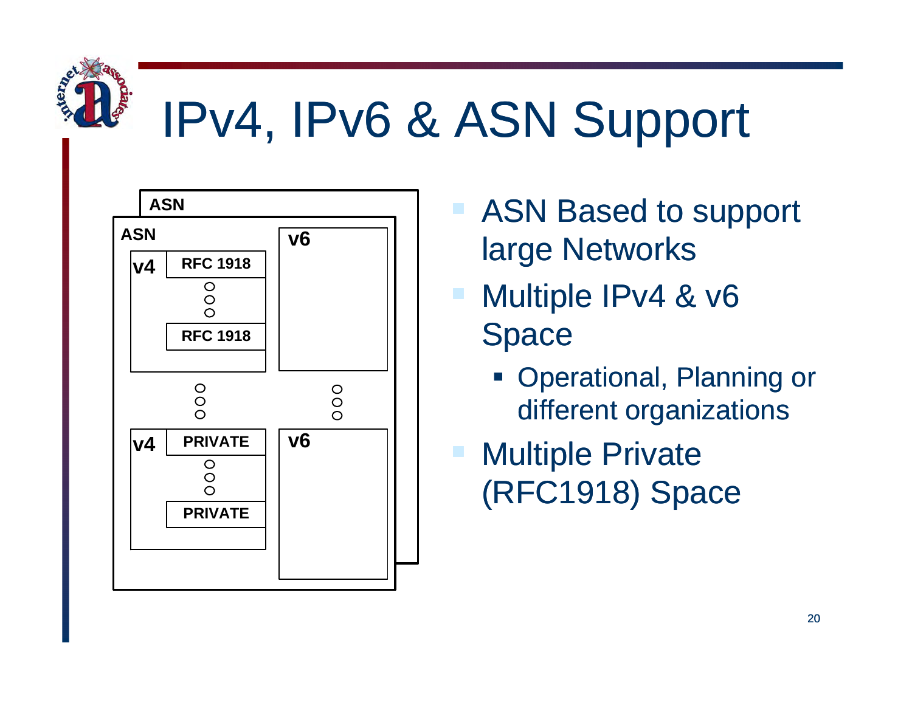# IPv4, IPv6 & ASN Support

ASN

ASN

v4 | RFC 1918 | ... | RFC 1918

v6

v4 | PRIVATE | ... | PRIVATE

v6

- ASN Based to support large Networks
- Multiple IPv4 & v6 Space
  - Operational, Planning or different organizations
- Multiple Private (RFC1918) Space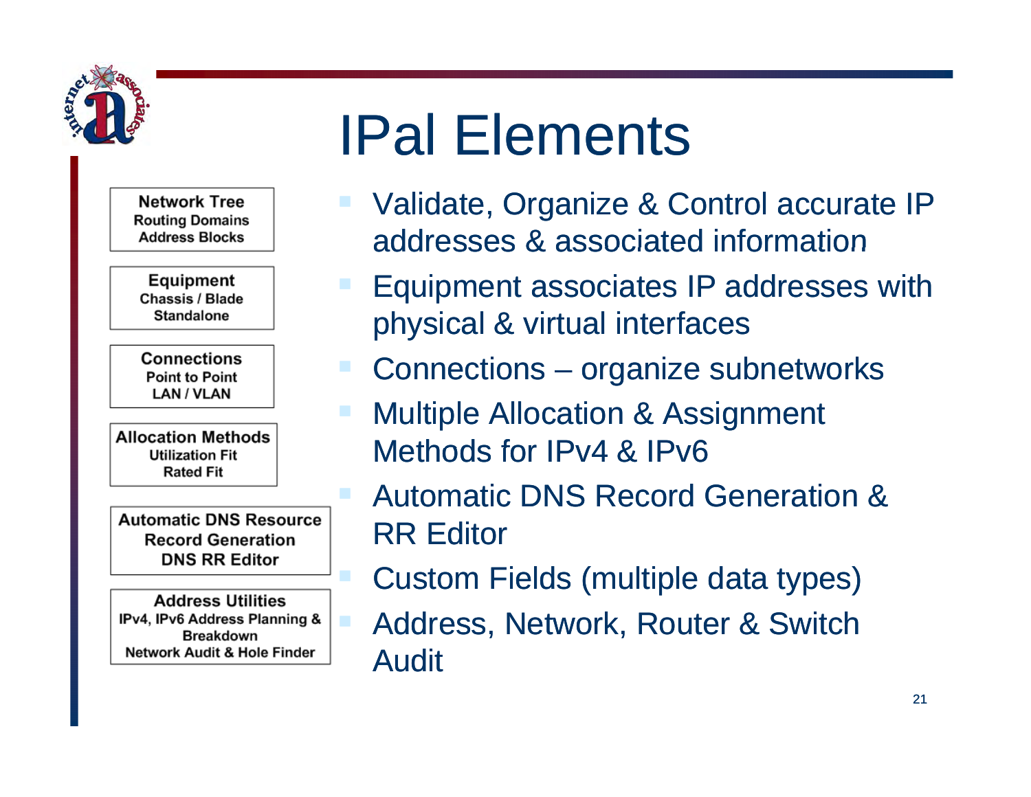# IPal Elements

**Network Tree**
**Routing Domains**
**Address Blocks**

**Equipment**
**Chassis / Blade**
**Standalone**

**Connections**
**Point to Point**
**LAN / VLAN**

**Allocation Methods**
**Utilization Fit**
**Rated Fit**

**Automatic DNS Resource Record Generation**
**DNS RR Editor**

**Address Utilities**
**IPv4, IPv6 Address Planning & Breakdown**
**Network Audit & Hole Finder**

- Validate, Organize & Control accurate IP addresses & associated information
- Equipment associates IP addresses with physical & virtual interfaces
- Connections – organize subnetworks
- Multiple Allocation & Assignment Methods for IPv4 & IPv6
- Automatic DNS Record Generation & RR Editor
- Custom Fields (multiple data types)
- Address, Network, Router & Switch Audit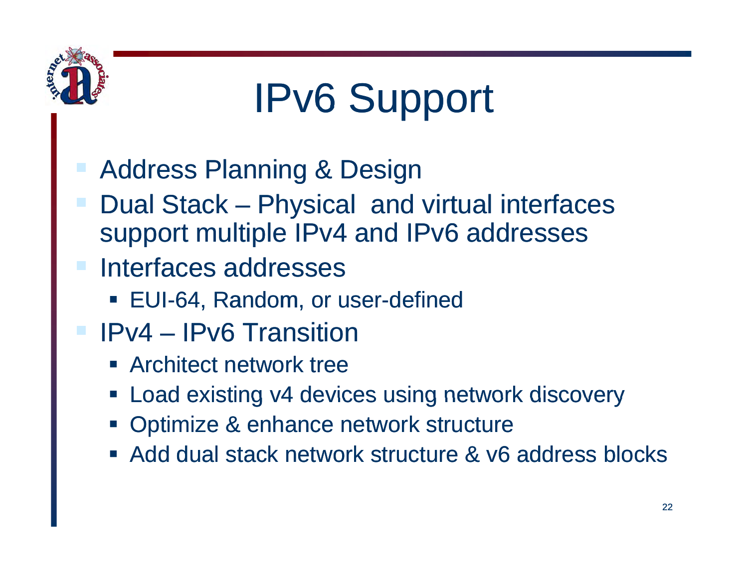# IPv6 Support

- Address Planning & Design
- Dual Stack – Physical  and virtual interfaces support multiple IPv4 and IPv6 addresses
- Interfaces addresses
  - EUI-64, Random, or user-defined
- IPv4 – IPv6 Transition
  - Architect network tree
  - Load existing v4 devices using network discovery
  - Optimize & enhance network structure
  - Add dual stack network structure & v6 address blocks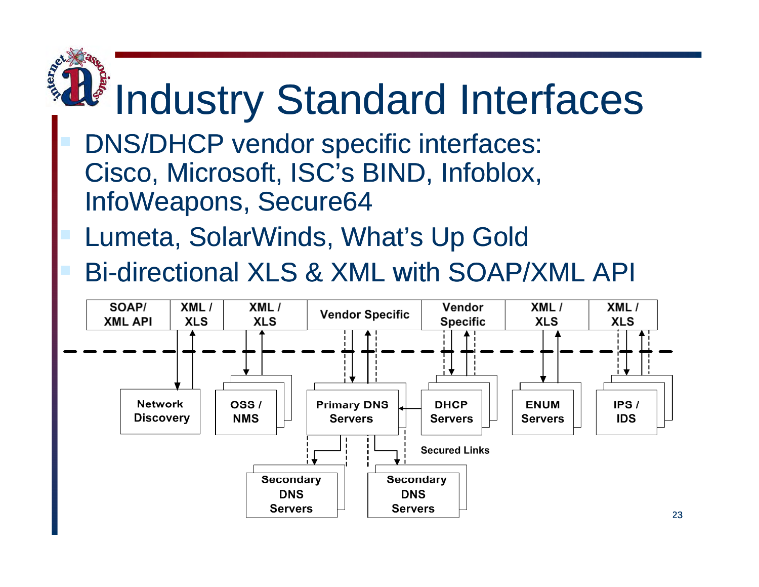# Industry Standard Interfaces

- DNS/DHCP vendor specific interfaces: Cisco, Microsoft, ISC's BIND, Infoblox, InfoWeapons, Secure64
- Lumeta, SolarWinds, What's Up Gold
- Bi-directional XLS & XML with SOAP/XML API

| SOAP/ XML API | XML / XLS | XML / XLS | Vendor Specific | Vendor Specific | XML / XLS | XML / XLS |
|---|---|---|---|---|---|---|

Network Discovery | OSS / NMS | Primary DNS Servers | DHCP Servers | ENUM Servers | IPS / IDS

Secondary DNS Servers | Secondary DNS Servers

Secured Links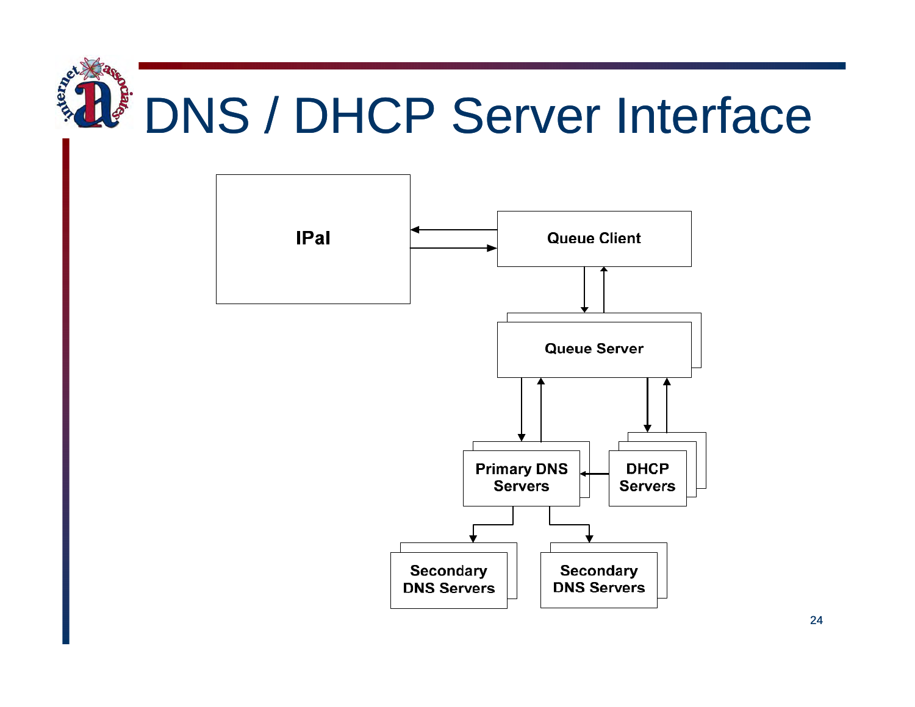# DNS / DHCP Server Interface

IPal

Queue Client

Queue Server

Primary DNS Servers

DHCP Servers

Secondary DNS Servers

Secondary DNS Servers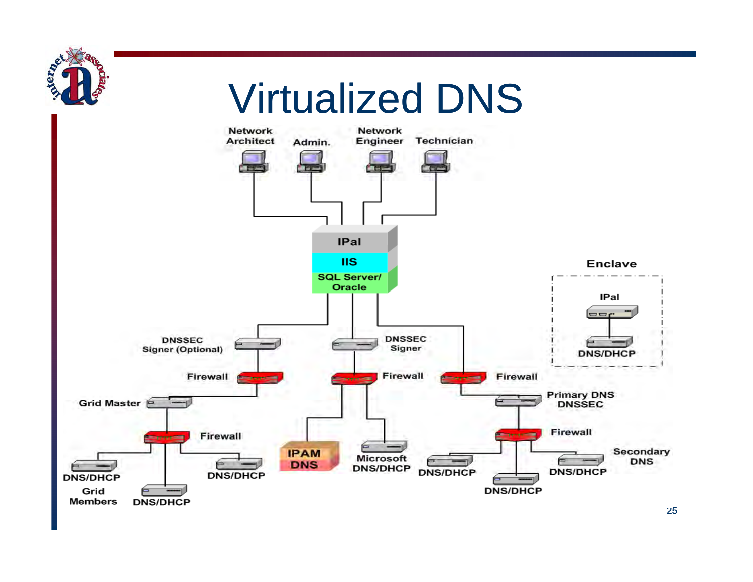# Virtualized DNS

Network Architect | Admin. | Network Engineer | Technician

IPal
IIS
SQL Server/ Oracle

DNSSEC Signer (Optional)
Firewall
Grid Master
Firewall
DNS/DHCP
DNS/DHCP
DNS/DHCP
Grid Members

DNSSEC Signer
Firewall
IPAM DNS
Microsoft DNS/DHCP

Firewall
Primary DNS DNSSEC
Firewall
DNS/DHCP
DNS/DHCP
DNS/DHCP
Secondary DNS

Enclave
IPal
DNS/DHCP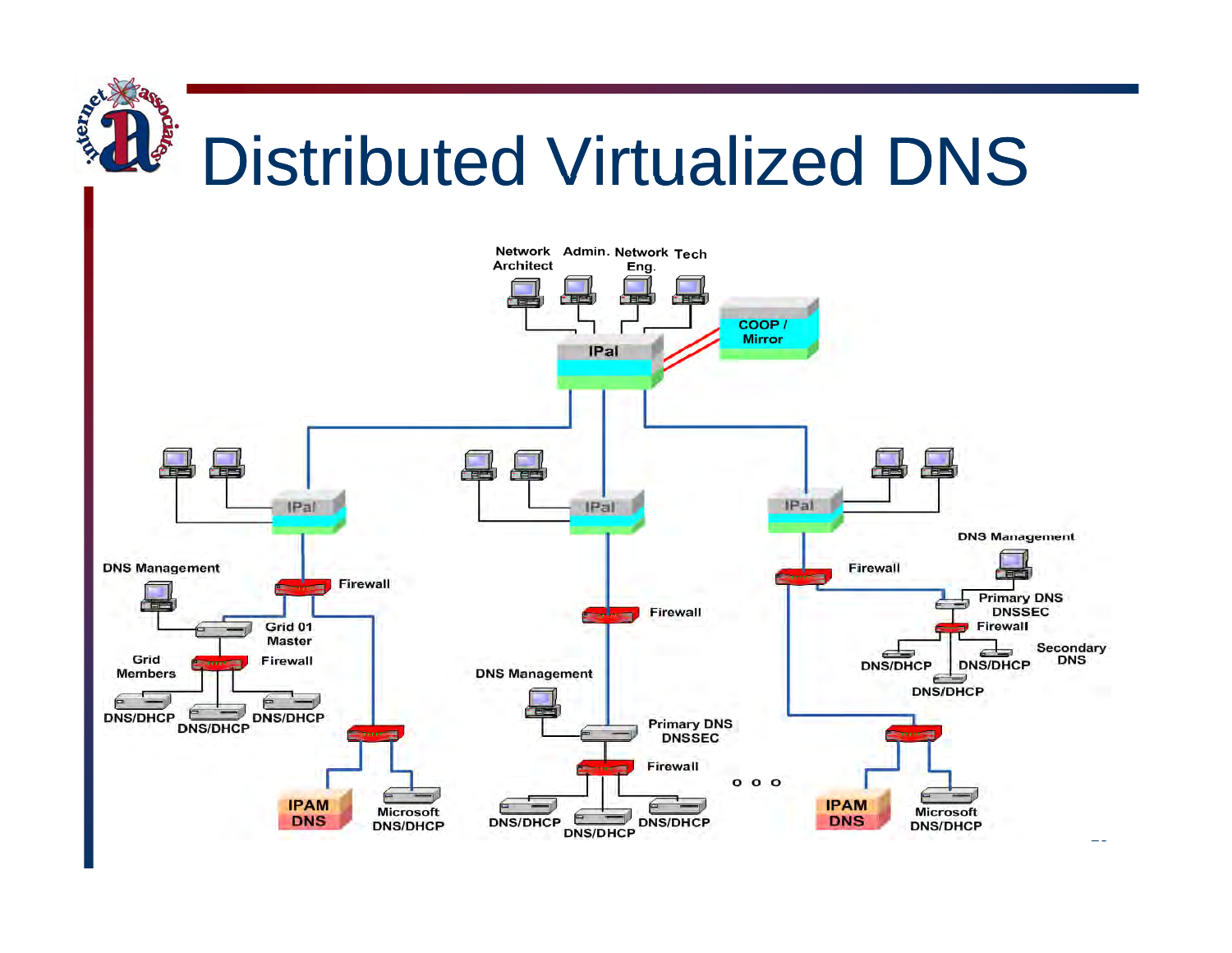# Distributed Virtualized DNS

Network Architect | Admin. | Network Eng. | Tech

IPal | COOP / Mirror

IPal | IPal | IPal

DNS Management | Firewall | Grid 01 Master | Grid Members | Firewall | DNS/DHCP | DNS/DHCP | DNS/DHCP

IPAM DNS | Microsoft DNS/DHCP

Firewall | DNS Management | Primary DNS DNSSEC | Firewall | DNS/DHCP | DNS/DHCP | DNS/DHCP

o o o

Firewall | DNS Management | Primary DNS DNSSEC | Firewall | Secondary DNS | DNS/DHCP | DNS/DHCP | DNS/DHCP

IPAM DNS | Microsoft DNS/DHCP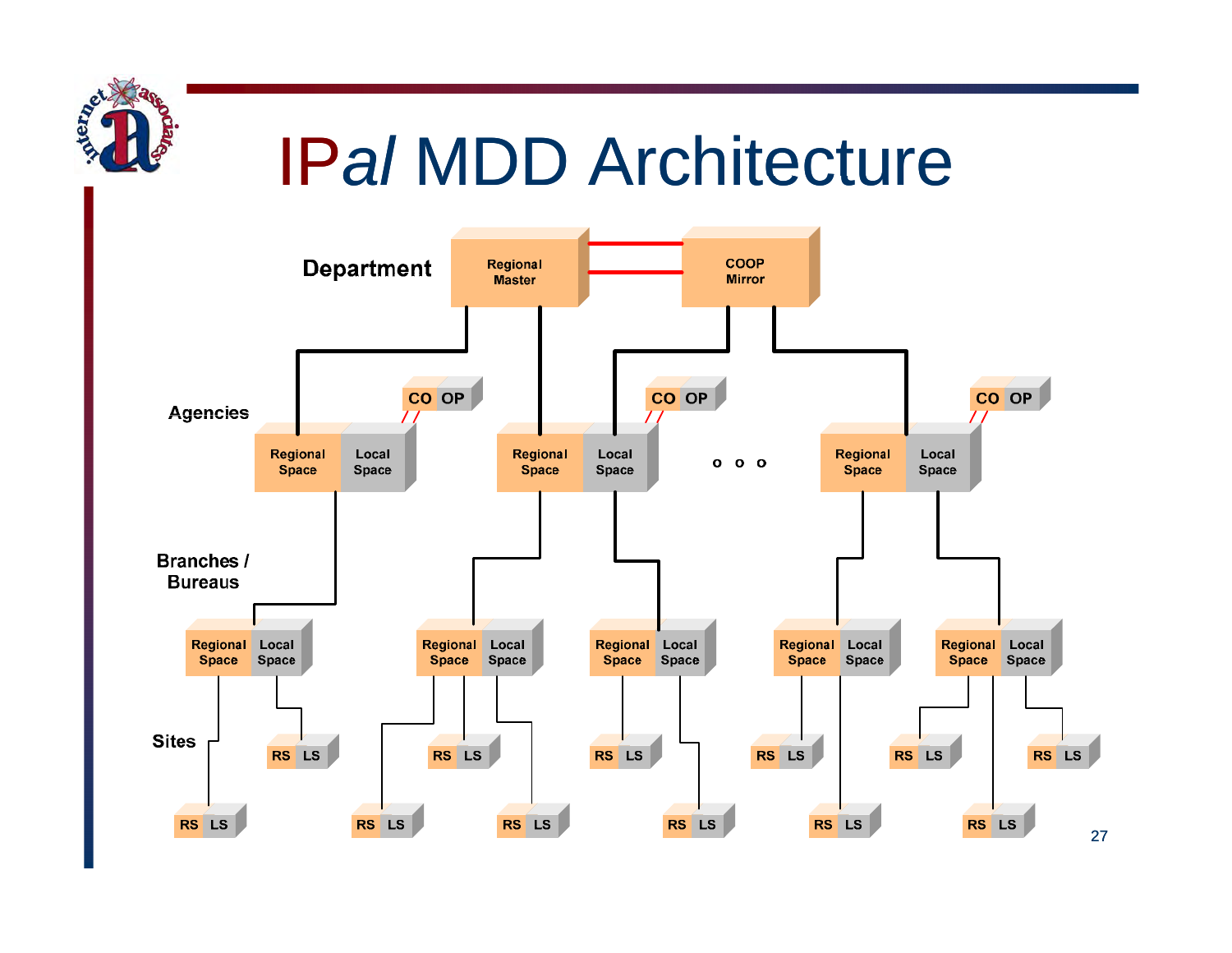# IP*al* MDD Architecture

Department — Regional Master — COOP Mirror

Agencies — Regional Space | Local Space — CO | OP

Branches / Bureaus — Regional Space | Local Space

Sites — RS | LS

o o o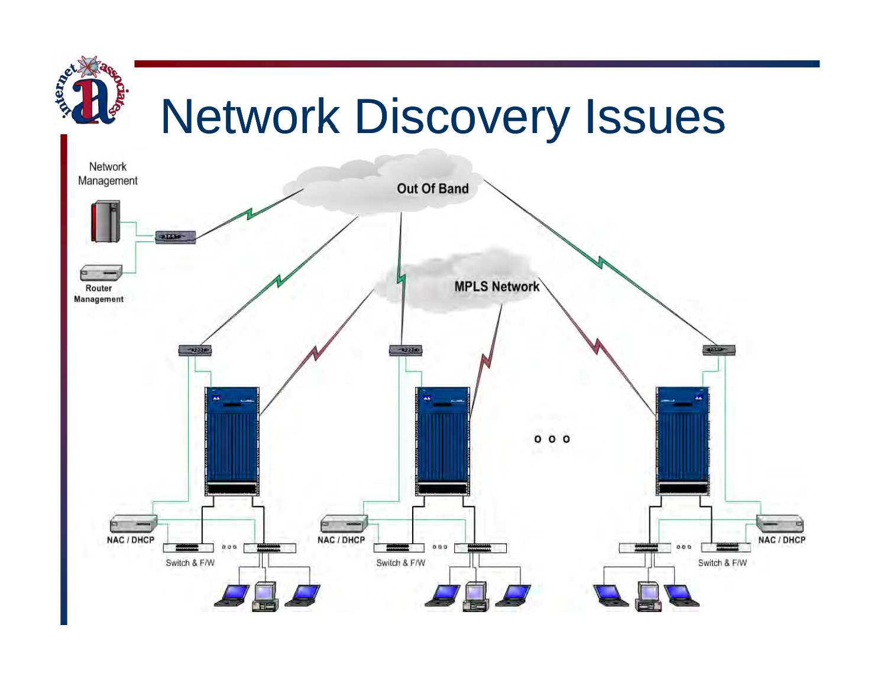# Network Discovery Issues

Network Management

Router Management

Out Of Band

MPLS Network

NAC / DHCP

Switch & F/W

NAC / DHCP

Switch & F/W

NAC / DHCP

Switch & F/W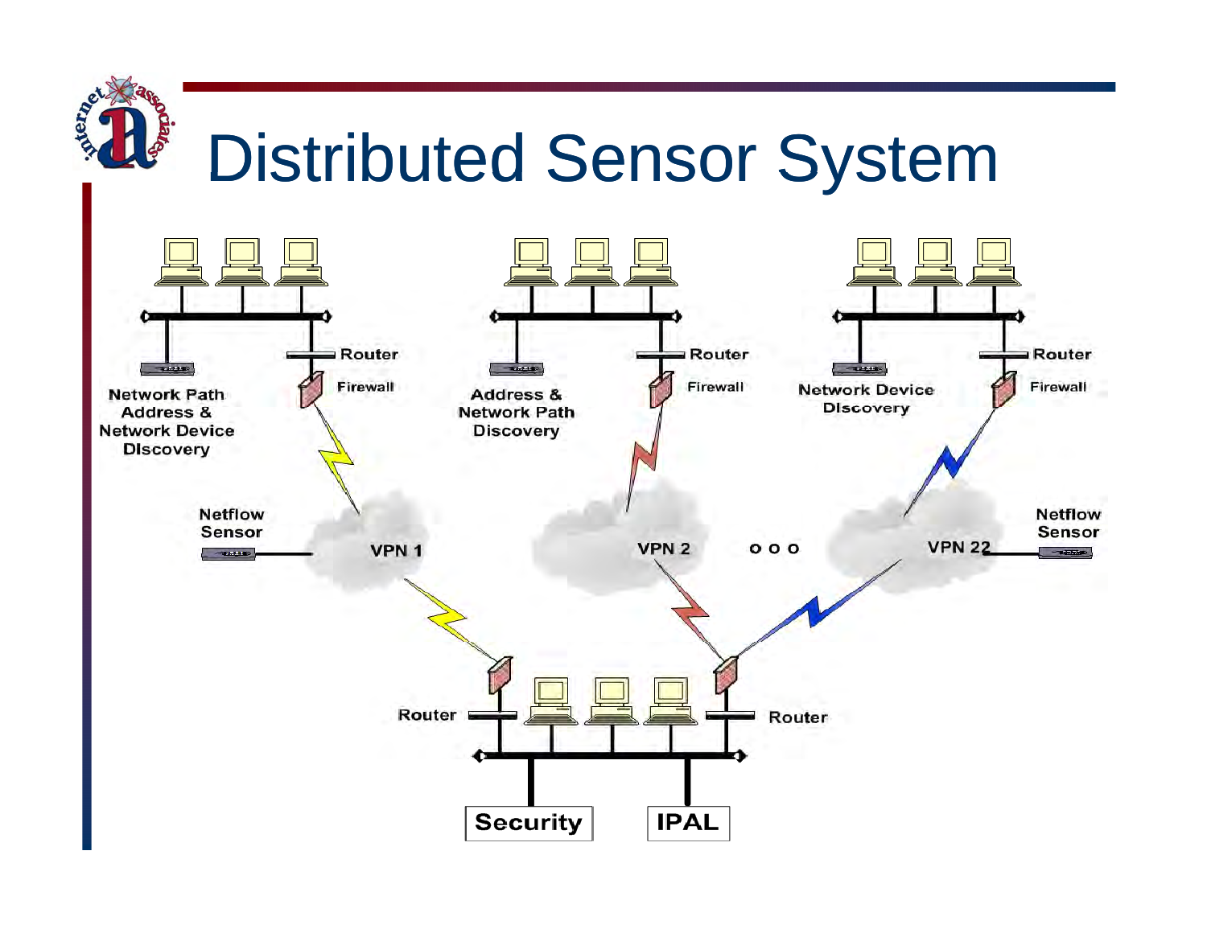# Distributed Sensor System

Router

Firewall

Network Path Address & Network Device Discovery

Router

Firewall

Address & Network Path Discovery

Router

Firewall

Network Device Discovery

Netflow Sensor

VPN 1

VPN 2

o o o

VPN 22

Netflow Sensor

Router

Router

Security

IPAL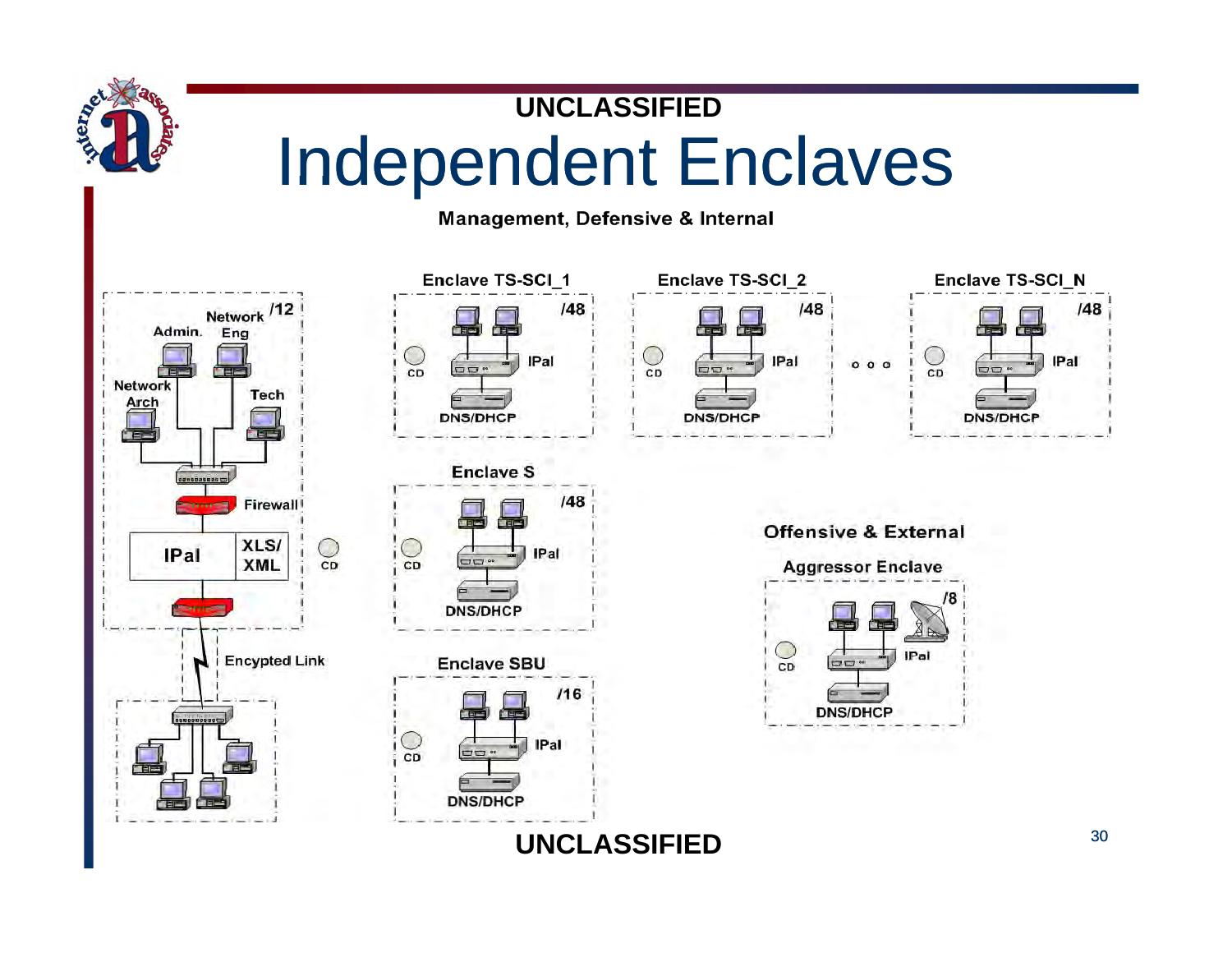UNCLASSIFIED

# Independent Enclaves

**Management, Defensive & Internal**

Enclave TS-SCI_1

/48

CD

IPal

DNS/DHCP

Enclave TS-SCI_2

/48

CD

IPal

DNS/DHCP

Enclave TS-SCI_N

/48

CD

IPal

DNS/DHCP

Network Eng

Admin.

/12

Network Arch

Tech

Firewall

IPal

XLS/ XML

CD

Encypted Link

Enclave S

/48

CD

IPal

DNS/DHCP

Enclave SBU

/16

CD

IPal

DNS/DHCP

**Offensive & External**

Aggressor Enclave

/8

CD

IPal

DNS/DHCP

UNCLASSIFIED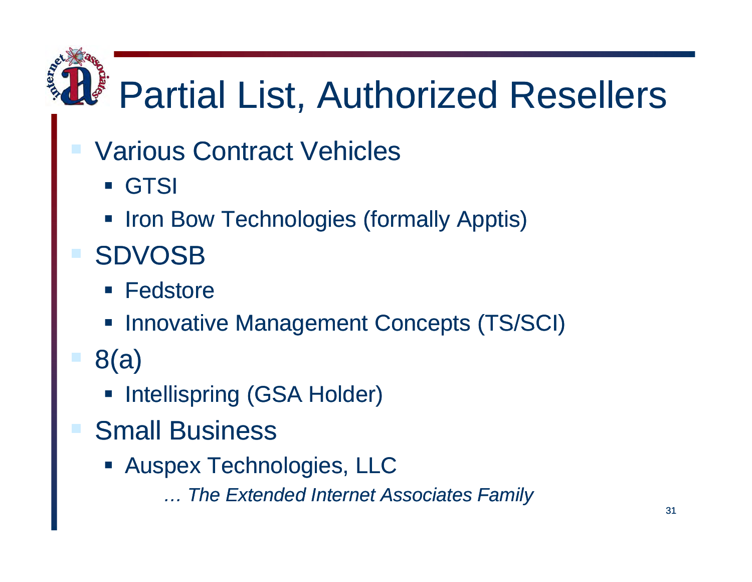# Partial List, Authorized Resellers

- Various Contract Vehicles
  - GTSI
  - Iron Bow Technologies (formally Apptis)
- SDVOSB
  - Fedstore
  - Innovative Management Concepts (TS/SCI)
- 8(a)
  - Intellispring (GSA Holder)
- Small Business
  - Auspex Technologies, LLC

*… The Extended Internet Associates Family*